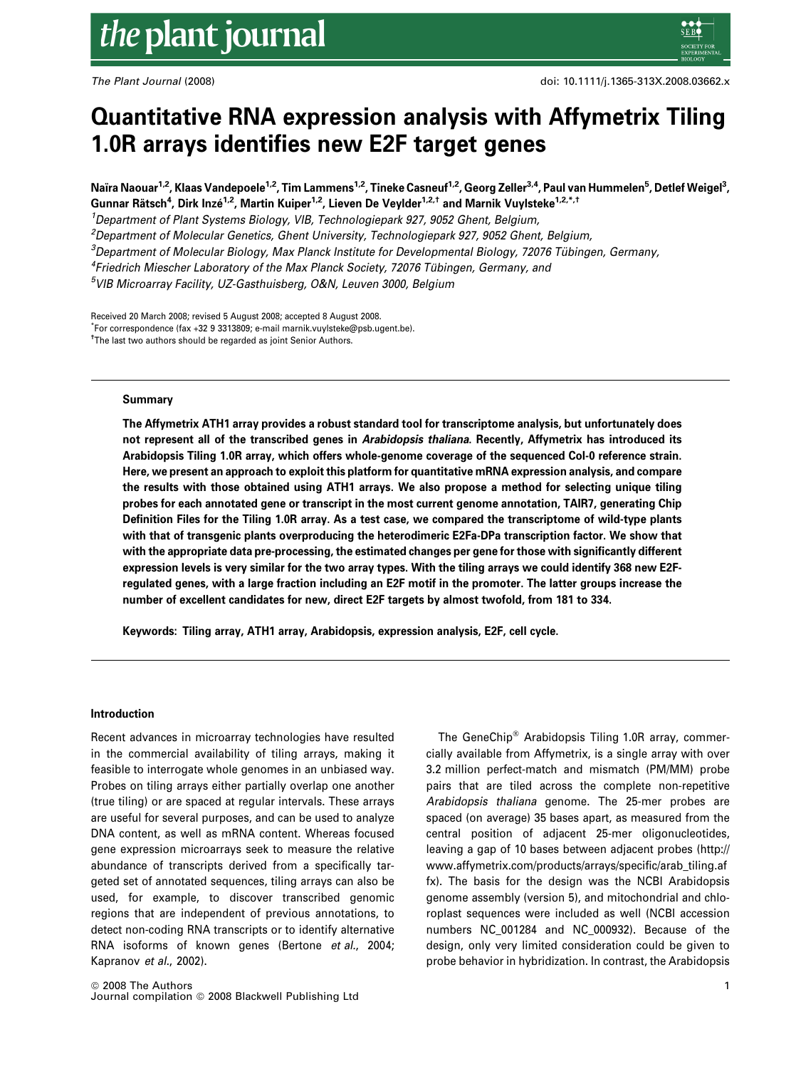# Quantitative RNA expression analysis with Affymetrix Tiling 1.0R arrays identifies new E2F target genes

Naïra Naouar[1,2], Klaas Vandepoele[1,2], Tim Lammens[1,2], Tineke Casneuf[1,2], Georg Zeller[3,4], Paul van Hummelen[5], Detlef Weigel[3], Gunnar Rätsch[4], Dirk Inzé[1,2], Martin Kuiper[1,2], Lieven De Veylder[1,2,†] and Marnik Vuylsteke[1,2,*,†]

[1]Department of Plant Systems Biology, VIB, Technologiepark 927, 9052 Ghent, Belgium,

[2]Department of Molecular Genetics, Ghent University, Technologiepark 927, 9052 Ghent, Belgium,

[3]Department of Molecular Biology, Max Planck Institute for Developmental Biology, 72076 Tübingen, Germany,

[4]Friedrich Miescher Laboratory of the Max Planck Society, 72076 Tübingen, Germany, and

[5]VIB Microarray Facility, UZ-Gasthuisberg, O&N, Leuven 3000, Belgium

Received 20 March 2008; revised 5 August 2008; accepted 8 August 2008.

*For correspondence (fax +32 9 3313809; e-mail marnik.vuylsteke@psb.ugent.be).

†The last two authors should be regarded as joint Senior Authors.

## Summary

**The Affymetrix ATH1 array provides a robust standard tool for transcriptome analysis, but unfortunately does not represent all of the transcribed genes in *Arabidopsis thaliana*. Recently, Affymetrix has introduced its Arabidopsis Tiling 1.0R array, which offers whole-genome coverage of the sequenced Col-0 reference strain. Here, we present an approach to exploit this platform for quantitative mRNA expression analysis, and compare the results with those obtained using ATH1 arrays. We also propose a method for selecting unique tiling probes for each annotated gene or transcript in the most current genome annotation, TAIR7, generating Chip Definition Files for the Tiling 1.0R array. As a test case, we compared the transcriptome of wild-type plants with that of transgenic plants overproducing the heterodimeric E2Fa-DPa transcription factor. We show that with the appropriate data pre-processing, the estimated changes per gene for those with significantly different expression levels is very similar for the two array types. With the tiling arrays we could identify 368 new E2F-regulated genes, with a large fraction including an E2F motif in the promoter. The latter groups increase the number of excellent candidates for new, direct E2F targets by almost twofold, from 181 to 334.**

**Keywords: Tiling array, ATH1 array, Arabidopsis, expression analysis, E2F, cell cycle.**

## Introduction

Recent advances in microarray technologies have resulted in the commercial availability of tiling arrays, making it feasible to interrogate whole genomes in an unbiased way. Probes on tiling arrays either partially overlap one another (true tiling) or are spaced at regular intervals. These arrays are useful for several purposes, and can be used to analyze DNA content, as well as mRNA content. Whereas focused gene expression microarrays seek to measure the relative abundance of transcripts derived from a specifically targeted set of annotated sequences, tiling arrays can also be used, for example, to discover transcribed genomic regions that are independent of previous annotations, to detect non-coding RNA transcripts or to identify alternative RNA isoforms of known genes (Bertone *et al.*, 2004; Kapranov *et al.*, 2002).

The GeneChip® Arabidopsis Tiling 1.0R array, commercially available from Affymetrix, is a single array with over 3.2 million perfect-match and mismatch (PM/MM) probe pairs that are tiled across the complete non-repetitive *Arabidopsis thaliana* genome. The 25-mer probes are spaced (on average) 35 bases apart, as measured from the central position of adjacent 25-mer oligonucleotides, leaving a gap of 10 bases between adjacent probes (http://www.affymetrix.com/products/arrays/specific/arab_tiling.affx). The basis for the design was the NCBI Arabidopsis genome assembly (version 5), and mitochondrial and chloroplast sequences were included as well (NCBI accession numbers NC_001284 and NC_000932). Because of the design, only very limited consideration could be given to probe behavior in hybridization. In contrast, the Arabidopsis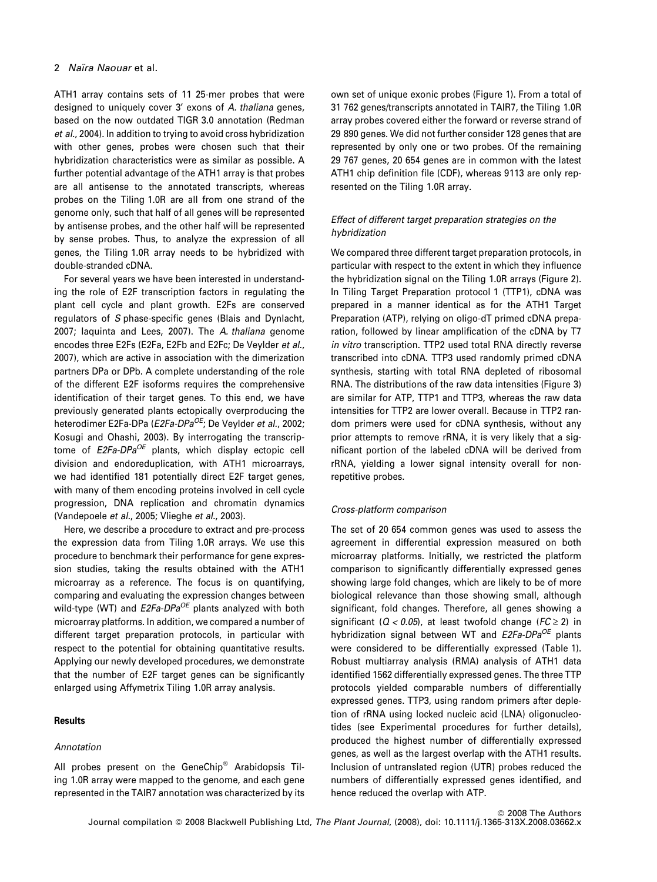ATH1 array contains sets of 11 25-mer probes that were designed to uniquely cover 3′ exons of *A. thaliana* genes, based on the now outdated TIGR 3.0 annotation (Redman *et al.*, 2004). In addition to trying to avoid cross hybridization with other genes, probes were chosen such that their hybridization characteristics were as similar as possible. A further potential advantage of the ATH1 array is that probes are all antisense to the annotated transcripts, whereas probes on the Tiling 1.0R are all from one strand of the genome only, such that half of all genes will be represented by antisense probes, and the other half will be represented by sense probes. Thus, to analyze the expression of all genes, the Tiling 1.0R array needs to be hybridized with double-stranded cDNA.

For several years we have been interested in understanding the role of E2F transcription factors in regulating the plant cell cycle and plant growth. E2Fs are conserved regulators of *S* phase-specific genes (Blais and Dynlacht, 2007; Iaquinta and Lees, 2007). The *A. thaliana* genome encodes three E2Fs (E2Fa, E2Fb and E2Fc; De Veylder *et al.*, 2007), which are active in association with the dimerization partners DPa or DPb. A complete understanding of the role of the different E2F isoforms requires the comprehensive identification of their target genes. To this end, we have previously generated plants ectopically overproducing the heterodimer E2Fa-DPa (*E2Fa-DPa$^{OE}$*; De Veylder *et al.*, 2002; Kosugi and Ohashi, 2003). By interrogating the transcriptome of *E2Fa-DPa$^{OE}$* plants, which display ectopic cell division and endoreduplication, with ATH1 microarrays, we had identified 181 potentially direct E2F target genes, with many of them encoding proteins involved in cell cycle progression, DNA replication and chromatin dynamics (Vandepoele *et al.*, 2005; Vlieghe *et al.*, 2003).

Here, we describe a procedure to extract and pre-process the expression data from Tiling 1.0R arrays. We use this procedure to benchmark their performance for gene expression studies, taking the results obtained with the ATH1 microarray as a reference. The focus is on quantifying, comparing and evaluating the expression changes between wild-type (WT) and *E2Fa-DPa$^{OE}$* plants analyzed with both microarray platforms. In addition, we compared a number of different target preparation protocols, in particular with respect to the potential for obtaining quantitative results. Applying our newly developed procedures, we demonstrate that the number of E2F target genes can be significantly enlarged using Affymetrix Tiling 1.0R array analysis.

## Results

### Annotation

All probes present on the GeneChip® Arabidopsis Tiling 1.0R array were mapped to the genome, and each gene represented in the TAIR7 annotation was characterized by its own set of unique exonic probes (Figure 1). From a total of 31 762 genes/transcripts annotated in TAIR7, the Tiling 1.0R array probes covered either the forward or reverse strand of 29 890 genes. We did not further consider 128 genes that are represented by only one or two probes. Of the remaining 29 767 genes, 20 654 genes are in common with the latest ATH1 chip definition file (CDF), whereas 9113 are only represented on the Tiling 1.0R array.

### Effect of different target preparation strategies on the hybridization

We compared three different target preparation protocols, in particular with respect to the extent in which they influence the hybridization signal on the Tiling 1.0R arrays (Figure 2). In Tiling Target Preparation protocol 1 (TTP1), cDNA was prepared in a manner identical as for the ATH1 Target Preparation (ATP), relying on oligo-dT primed cDNA preparation, followed by linear amplification of the cDNA by T7 *in vitro* transcription. TTP2 used total RNA directly reverse transcribed into cDNA. TTP3 used randomly primed cDNA synthesis, starting with total RNA depleted of ribosomal RNA. The distributions of the raw data intensities (Figure 3) are similar for ATP, TTP1 and TTP3, whereas the raw data intensities for TTP2 are lower overall. Because in TTP2 random primers were used for cDNA synthesis, without any prior attempts to remove rRNA, it is very likely that a significant portion of the labeled cDNA will be derived from rRNA, yielding a lower signal intensity overall for non-repetitive probes.

### Cross-platform comparison

The set of 20 654 common genes was used to assess the agreement in differential expression measured on both microarray platforms. Initially, we restricted the platform comparison to significantly differentially expressed genes showing large fold changes, which are likely to be of more biological relevance than those showing small, although significant, fold changes. Therefore, all genes showing a significant ($Q < 0.05$), at least twofold change ($FC \geq 2$) in hybridization signal between WT and *E2Fa-DPa$^{OE}$* plants were considered to be differentially expressed (Table 1). Robust multiarray analysis (RMA) analysis of ATH1 data identified 1562 differentially expressed genes. The three TTP protocols yielded comparable numbers of differentially expressed genes. TTP3, using random primers after depletion of rRNA using locked nucleic acid (LNA) oligonucleotides (see Experimental procedures for further details), produced the highest number of differentially expressed genes, as well as the largest overlap with the ATH1 results. Inclusion of untranslated region (UTR) probes reduced the numbers of differentially expressed genes identified, and hence reduced the overlap with ATP.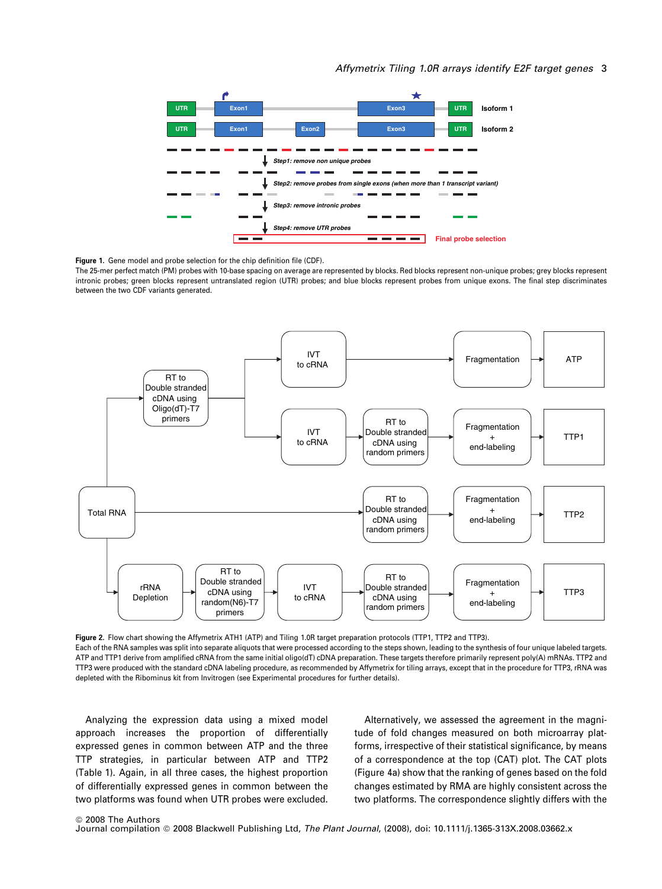**Figure 1.** Gene model and probe selection for the chip definition file (CDF).
The 25-mer perfect match (PM) probes with 10-base spacing on average are represented by blocks. Red blocks represent non-unique probes; grey blocks represent intronic probes; green blocks represent untranslated region (UTR) probes; and blue blocks represent probes from unique exons. The final step discriminates between the two CDF variants generated.

**Figure 2.** Flow chart showing the Affymetrix ATH1 (ATP) and Tiling 1.0R target preparation protocols (TTP1, TTP2 and TTP3).
Each of the RNA samples was split into separate aliquots that were processed according to the steps shown, leading to the synthesis of four unique labeled targets. ATP and TTP1 derive from amplified cRNA from the same initial oligo(dT) cDNA preparation. These targets therefore primarily represent poly(A) mRNAs. TTP2 and TTP3 were produced with the standard cDNA labeling procedure, as recommended by Affymetrix for tiling arrays, except that in the procedure for TTP3, rRNA was depleted with the Ribominus kit from Invitrogen (see Experimental procedures for further details).

Analyzing the expression data using a mixed model approach increases the proportion of differentially expressed genes in common between ATP and the three TTP strategies, in particular between ATP and TTP2 (Table 1). Again, in all three cases, the highest proportion of differentially expressed genes in common between the two platforms was found when UTR probes were excluded.

Alternatively, we assessed the agreement in the magnitude of fold changes measured on both microarray platforms, irrespective of their statistical significance, by means of a correspondence at the top (CAT) plot. The CAT plots (Figure 4a) show that the ranking of genes based on the fold changes estimated by RMA are highly consistent across the two platforms. The correspondence slightly differs with the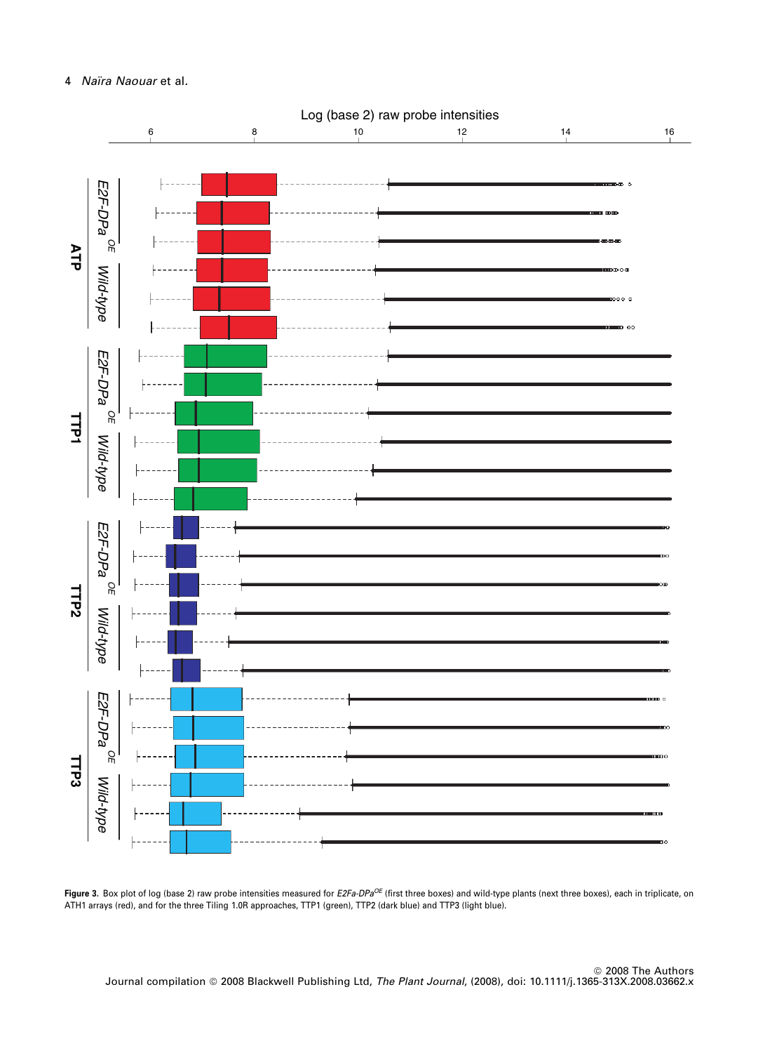**Figure 3.** Box plot of log (base 2) raw probe intensities measured for *E2Fa-DPa*$^{OE}$ (first three boxes) and wild-type plants (next three boxes), each in triplicate, on ATH1 arrays (red), and for the three Tiling 1.0R approaches, TTP1 (green), TTP2 (dark blue) and TTP3 (light blue).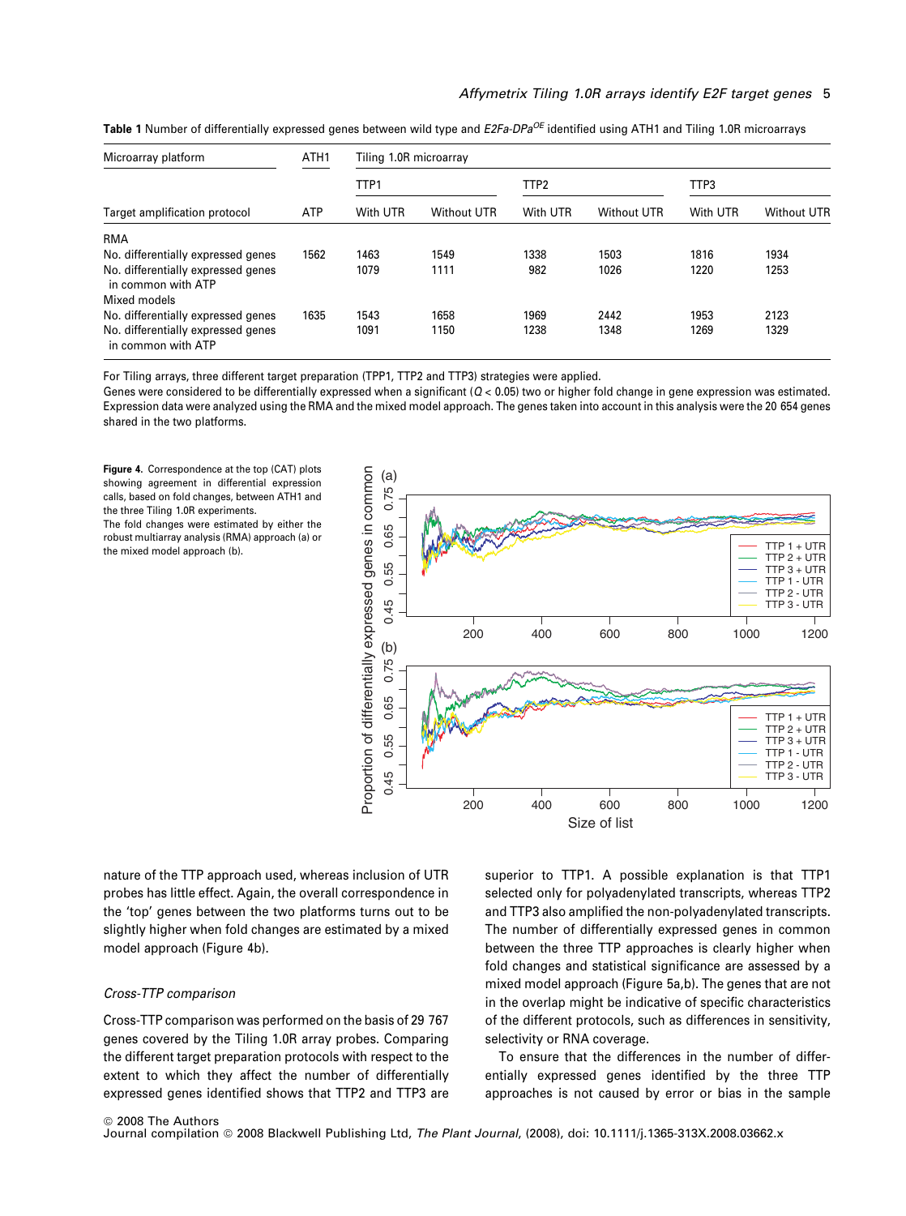**Table 1** Number of differentially expressed genes between wild type and *E2Fa-DPa*$^{OE}$ identified using ATH1 and Tiling 1.0R microarrays

| Microarray platform | ATH1 | Tiling 1.0R microarray | | | | | |
|---|---|---|---|---|---|---|---|
| | | TTP1 | | TTP2 | | TTP3 | |
| Target amplification protocol | ATP | With UTR | Without UTR | With UTR | Without UTR | With UTR | Without UTR |
| RMA | | | | | | | |
| No. differentially expressed genes | 1562 | 1463 | 1549 | 1338 | 1503 | 1816 | 1934 |
| No. differentially expressed genes in common with ATP | | 1079 | 1111 | 982 | 1026 | 1220 | 1253 |
| Mixed models | | | | | | | |
| No. differentially expressed genes | 1635 | 1543 | 1658 | 1969 | 2442 | 1953 | 2123 |
| No. differentially expressed genes in common with ATP | | 1091 | 1150 | 1238 | 1348 | 1269 | 1329 |

For Tiling arrays, three different target preparation (TPP1, TTP2 and TTP3) strategies were applied.
Genes were considered to be differentially expressed when a significant ($Q < 0.05$) two or higher fold change in gene expression was estimated. Expression data were analyzed using the RMA and the mixed model approach. The genes taken into account in this analysis were the 20 654 genes shared in the two platforms.

**Figure 4.** Correspondence at the top (CAT) plots showing agreement in differential expression calls, based on fold changes, between ATH1 and the three Tiling 1.0R experiments.
The fold changes were estimated by either the robust multiarray analysis (RMA) approach (a) or the mixed model approach (b).

nature of the TTP approach used, whereas inclusion of UTR probes has little effect. Again, the overall correspondence in the 'top' genes between the two platforms turns out to be slightly higher when fold changes are estimated by a mixed model approach (Figure 4b).

### *Cross-TTP comparison*

Cross-TTP comparison was performed on the basis of 29 767 genes covered by the Tiling 1.0R array probes. Comparing the different target preparation protocols with respect to the extent to which they affect the number of differentially expressed genes identified shows that TTP2 and TTP3 are superior to TTP1. A possible explanation is that TTP1 selected only for polyadenylated transcripts, whereas TTP2 and TTP3 also amplified the non-polyadenylated transcripts. The number of differentially expressed genes in common between the three TTP approaches is clearly higher when fold changes and statistical significance are assessed by a mixed model approach (Figure 5a,b). The genes that are not in the overlap might be indicative of specific characteristics of the different protocols, such as differences in sensitivity, selectivity or RNA coverage.

To ensure that the differences in the number of differentially expressed genes identified by the three TTP approaches is not caused by error or bias in the sample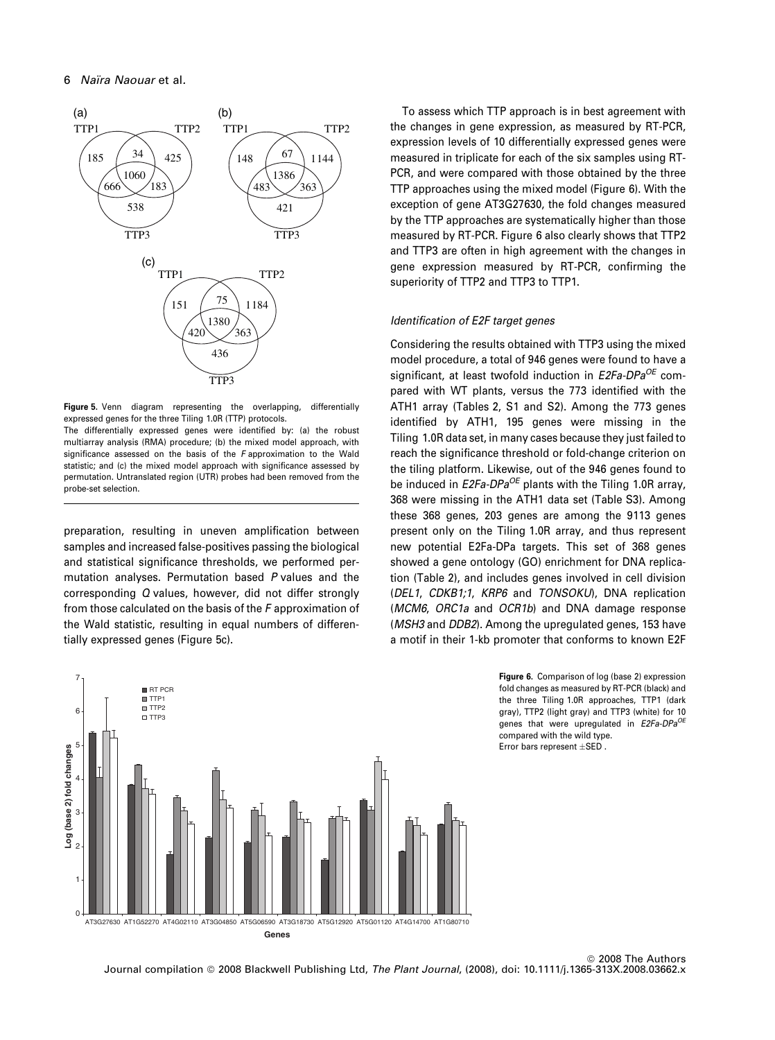**Figure 5.** Venn diagram representing the overlapping, differentially expressed genes for the three Tiling 1.0R (TTP) protocols.
The differentially expressed genes were identified by: (a) the robust multiarray analysis (RMA) procedure; (b) the mixed model approach, with significance assessed on the basis of the *F* approximation to the Wald statistic; and (c) the mixed model approach with significance assessed by permutation. Untranslated region (UTR) probes had been removed from the probe-set selection.

preparation, resulting in uneven amplification between samples and increased false-positives passing the biological and statistical significance thresholds, we performed permutation analyses. Permutation based *P* values and the corresponding *Q* values, however, did not differ strongly from those calculated on the basis of the *F* approximation of the Wald statistic, resulting in equal numbers of differentially expressed genes (Figure 5c).

To assess which TTP approach is in best agreement with the changes in gene expression, as measured by RT-PCR, expression levels of 10 differentially expressed genes were measured in triplicate for each of the six samples using RT-PCR, and were compared with those obtained by the three TTP approaches using the mixed model (Figure 6). With the exception of gene AT3G27630, the fold changes measured by the TTP approaches are systematically higher than those measured by RT-PCR. Figure 6 also clearly shows that TTP2 and TTP3 are often in high agreement with the changes in gene expression measured by RT-PCR, confirming the superiority of TTP2 and TTP3 to TTP1.

### *Identification of E2F target genes*

Considering the results obtained with TTP3 using the mixed model procedure, a total of 946 genes were found to have a significant, at least twofold induction in *E2Fa-DPa*$^{OE}$ compared with WT plants, versus the 773 identified with the ATH1 array (Tables 2, S1 and S2). Among the 773 genes identified by ATH1, 195 genes were missing in the Tiling 1.0R data set, in many cases because they just failed to reach the significance threshold or fold-change criterion on the tiling platform. Likewise, out of the 946 genes found to be induced in *E2Fa-DPa*$^{OE}$ plants with the Tiling 1.0R array, 368 were missing in the ATH1 data set (Table S3). Among these 368 genes, 203 genes are among the 9113 genes present only on the Tiling 1.0R array, and thus represent new potential E2Fa-DPa targets. This set of 368 genes showed a gene ontology (GO) enrichment for DNA replication (Table 2), and includes genes involved in cell division (*DEL1*, *CDKB1;1*, *KRP6* and *TONSOKU*), DNA replication (*MCM6*, *ORC1a* and *OCR1b*) and DNA damage response (*MSH3* and *DDB2*). Among the upregulated genes, 153 have a motif in their 1-kb promoter that conforms to known E2F

**Figure 6.** Comparison of log (base 2) expression fold changes as measured by RT-PCR (black) and the three Tiling 1.0R approaches, TTP1 (dark gray), TTP2 (light gray) and TTP3 (white) for 10 genes that were upregulated in *E2Fa-DPa*$^{OE}$ compared with the wild type.
Error bars represent ±SED .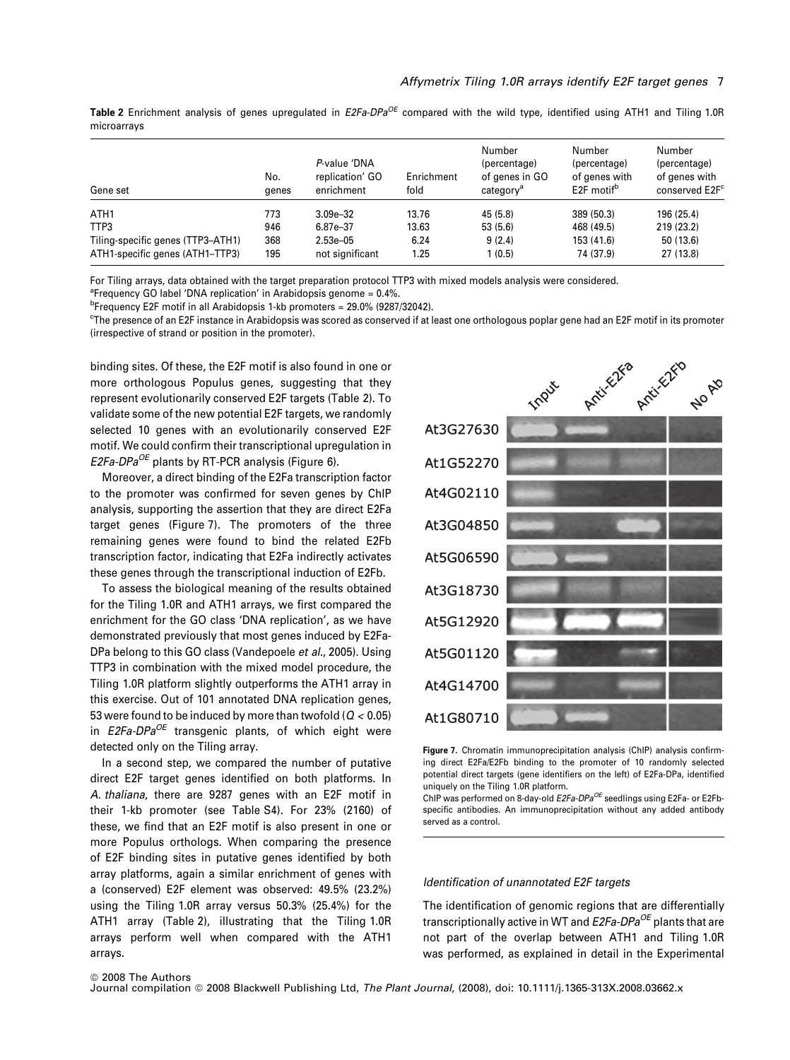**Table 2** Enrichment analysis of genes upregulated in *E2Fa-DPa*$^{OE}$ compared with the wild type, identified using ATH1 and Tiling 1.0R microarrays

| Gene set | No. genes | *P*-value 'DNA replication' GO enrichment | Enrichment fold | Number (percentage) of genes in GO category[a] | Number (percentage) of genes with E2F motif[b] | Number (percentage) of genes with conserved E2F[c] |
|---|---|---|---|---|---|---|
| ATH1 | 773 | 3.09e–32 | 13.76 | 45 (5.8) | 389 (50.3) | 196 (25.4) |
| TTP3 | 946 | 6.87e–37 | 13.63 | 53 (5.6) | 468 (49.5) | 219 (23.2) |
| Tiling-specific genes (TTP3–ATH1) | 368 | 2.53e–05 | 6.24 | 9 (2.4) | 153 (41.6) | 50 (13.6) |
| ATH1-specific genes (ATH1–TTP3) | 195 | not significant | 1.25 | 1 (0.5) | 74 (37.9) | 27 (13.8) |

For Tiling arrays, data obtained with the target preparation protocol TTP3 with mixed models analysis were considered.
[a]Frequency GO label 'DNA replication' in Arabidopsis genome = 0.4%.
[b]Frequency E2F motif in all Arabidopsis 1-kb promoters = 29.0% (9287/32042).
[c]The presence of an E2F instance in Arabidopsis was scored as conserved if at least one orthologous poplar gene had an E2F motif in its promoter (irrespective of strand or position in the promoter).

binding sites. Of these, the E2F motif is also found in one or more orthologous Populus genes, suggesting that they represent evolutionarily conserved E2F targets (Table 2). To validate some of the new potential E2F targets, we randomly selected 10 genes with an evolutionarily conserved E2F motif. We could confirm their transcriptional upregulation in *E2Fa-DPa*$^{OE}$ plants by RT-PCR analysis (Figure 6).

Moreover, a direct binding of the E2Fa transcription factor to the promoter was confirmed for seven genes by ChIP analysis, supporting the assertion that they are direct E2Fa target genes (Figure 7). The promoters of the three remaining genes were found to bind the related E2Fb transcription factor, indicating that E2Fa indirectly activates these genes through the transcriptional induction of E2Fb.

To assess the biological meaning of the results obtained for the Tiling 1.0R and ATH1 arrays, we first compared the enrichment for the GO class 'DNA replication', as we have demonstrated previously that most genes induced by E2Fa-DPa belong to this GO class (Vandepoele *et al*., 2005). Using TTP3 in combination with the mixed model procedure, the Tiling 1.0R platform slightly outperforms the ATH1 array in this exercise. Out of 101 annotated DNA replication genes, 53 were found to be induced by more than twofold ($Q < 0.05$) in *E2Fa-DPa*$^{OE}$ transgenic plants, of which eight were detected only on the Tiling array.

In a second step, we compared the number of putative direct E2F target genes identified on both platforms. In *A. thaliana*, there are 9287 genes with an E2F motif in their 1-kb promoter (see Table S4). For 23% (2160) of these, we find that an E2F motif is also present in one or more Populus orthologs. When comparing the presence of E2F binding sites in putative genes identified by both array platforms, again a similar enrichment of genes with a (conserved) E2F element was observed: 49.5% (23.2%) using the Tiling 1.0R array versus 50.3% (25.4%) for the ATH1 array (Table 2), illustrating that the Tiling 1.0R arrays perform well when compared with the ATH1 arrays.

**Figure 7.** Chromatin immunoprecipitation analysis (ChIP) analysis confirming direct E2Fa/E2Fb binding to the promoter of 10 randomly selected potential direct targets (gene identifiers on the left) of E2Fa-DPa, identified uniquely on the Tiling 1.0R platform.
ChIP was performed on 8-day-old *E2Fa-DPa*$^{OE}$ seedlings using E2Fa- or E2Fb-specific antibodies. An immunoprecipitation without any added antibody served as a control.

### Identification of unannotated E2F targets

The identification of genomic regions that are differentially transcriptionally active in WT and *E2Fa-DPa*$^{OE}$ plants that are not part of the overlap between ATH1 and Tiling 1.0R was performed, as explained in detail in the Experimental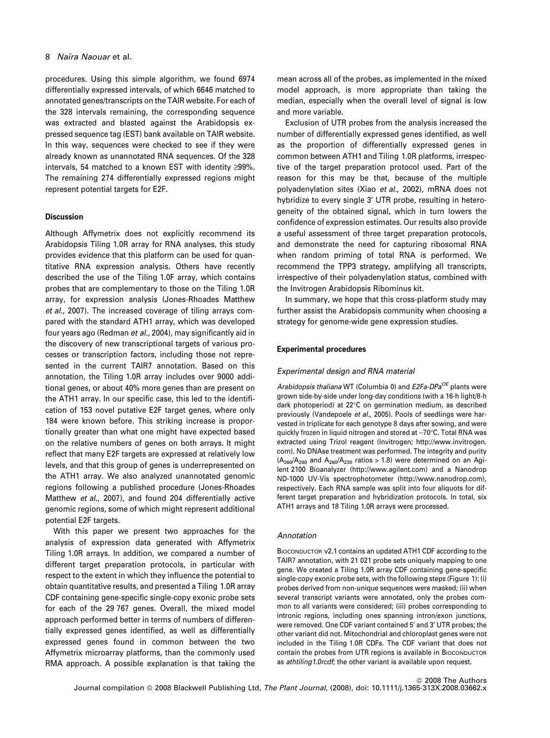procedures. Using this simple algorithm, we found 6974 differentially expressed intervals, of which 6646 matched to annotated genes/transcripts on the TAIR website. For each of the 328 intervals remaining, the corresponding sequence was extracted and blasted against the Arabidopsis expressed sequence tag (EST) bank available on TAIR website. In this way, sequences were checked to see if they were already known as unannotated RNA sequences. Of the 328 intervals, 54 matched to a known EST with identity ≥99%. The remaining 274 differentially expressed regions might represent potential targets for E2F.

## Discussion

Although Affymetrix does not explicitly recommend its Arabidopsis Tiling 1.0R array for RNA analyses, this study provides evidence that this platform can be used for quantitative RNA expression analysis. Others have recently described the use of the Tiling 1.0F array, which contains probes that are complementary to those on the Tiling 1.0R array, for expression analysis (Jones-Rhoades Matthew *et al.*, 2007). The increased coverage of tiling arrays compared with the standard ATH1 array, which was developed four years ago (Redman *et al.*, 2004), may significantly aid in the discovery of new transcriptional targets of various processes or transcription factors, including those not represented in the current TAIR7 annotation. Based on this annotation, the Tiling 1.0R array includes over 9000 additional genes, or about 40% more genes than are present on the ATH1 array. In our specific case, this led to the identification of 153 novel putative E2F target genes, where only 184 were known before. This striking increase is proportionally greater than what one might have expected based on the relative numbers of genes on both arrays. It might reflect that many E2F targets are expressed at relatively low levels, and that this group of genes is underrepresented on the ATH1 array. We also analyzed unannotated genomic regions following a published procedure (Jones-Rhoades Matthew *et al.*, 2007), and found 204 differentially active genomic regions, some of which might represent additional potential E2F targets.

With this paper we present two approaches for the analysis of expression data generated with Affymetrix Tiling 1.0R arrays. In addition, we compared a number of different target preparation protocols, in particular with respect to the extent in which they influence the potential to obtain quantitative results, and presented a Tiling 1.0R array CDF containing gene-specific single-copy exonic probe sets for each of the 29 767 genes. Overall, the mixed model approach performed better in terms of numbers of differentially expressed genes identified, as well as differentially expressed genes found in common between the two Affymetrix microarray platforms, than the commonly used RMA approach. A possible explanation is that taking the mean across all of the probes, as implemented in the mixed model approach, is more appropriate than taking the median, especially when the overall level of signal is low and more variable.

Exclusion of UTR probes from the analysis increased the number of differentially expressed genes identified, as well as the proportion of differentially expressed genes in common between ATH1 and Tiling 1.0R platforms, irrespective of the target preparation protocol used. Part of the reason for this may be that, because of the multiple polyadenylation sites (Xiao *et al.*, 2002), mRNA does not hybridize to every single 3′ UTR probe, resulting in heterogeneity of the obtained signal, which in turn lowers the confidence of expression estimates. Our results also provide a useful assessment of three target preparation protocols, and demonstrate the need for capturing ribosomal RNA when random priming of total RNA is performed. We recommend the TPP3 strategy, amplifying all transcripts, irrespective of their polyadenylation status, combined with the Invitrogen Arabidopsis Ribominus kit.

In summary, we hope that this cross-platform study may further assist the Arabidopsis community when choosing a strategy for genome-wide gene expression studies.

## Experimental procedures

### *Experimental design and RNA material*

*Arabidopsis thaliana* WT (Columbia 0) and *E2Fa-DPa*$^{OE}$ plants were grown side-by-side under long-day conditions (with a 16-h light/8-h dark photoperiod) at 22°C on germination medium, as described previously (Vandepoele *et al.*, 2005). Pools of seedlings were harvested in triplicate for each genotype 8 days after sowing, and were quickly frozen in liquid nitrogen and stored at −70°C. Total RNA was extracted using Trizol reagent (Invitrogen; http://www.invitrogen.com). No DNAse treatment was performed. The integrity and purity ($A_{260}/A_{280}$ and $A_{260}/A_{230}$ ratios > 1.8) were determined on an Agilent 2100 Bioanalyzer (http://www.agilent.com) and a Nanodrop ND-1000 UV-Vis spectrophotometer (http://www.nanodrop.com), respectively. Each RNA sample was split into four aliquots for different target preparation and hybridization protocols. In total, six ATH1 arrays and 18 Tiling 1.0R arrays were processed.

### *Annotation*

BIOCONDUCTOR v2.1 contains an updated ATH1 CDF according to the TAIR7 annotation, with 21 021 probe sets uniquely mapping to one gene. We created a Tiling 1.0R array CDF containing gene-specific single-copy exonic probe sets, with the following steps (Figure 1): (i) probes derived from non-unique sequences were masked; (ii) when several transcript variants were annotated, only the probes common to all variants were considered; (iii) probes corresponding to intronic regions, including ones spanning intron/exon junctions, were removed. One CDF variant contained 5′ and 3′ UTR probes; the other variant did not. Mitochondrial and chloroplast genes were not included in the Tiling 1.0R CDFs. The CDF variant that does not contain the probes from UTR regions is available in BIOCONDUCTOR as *athtiling1.0rcdf*; the other variant is available upon request.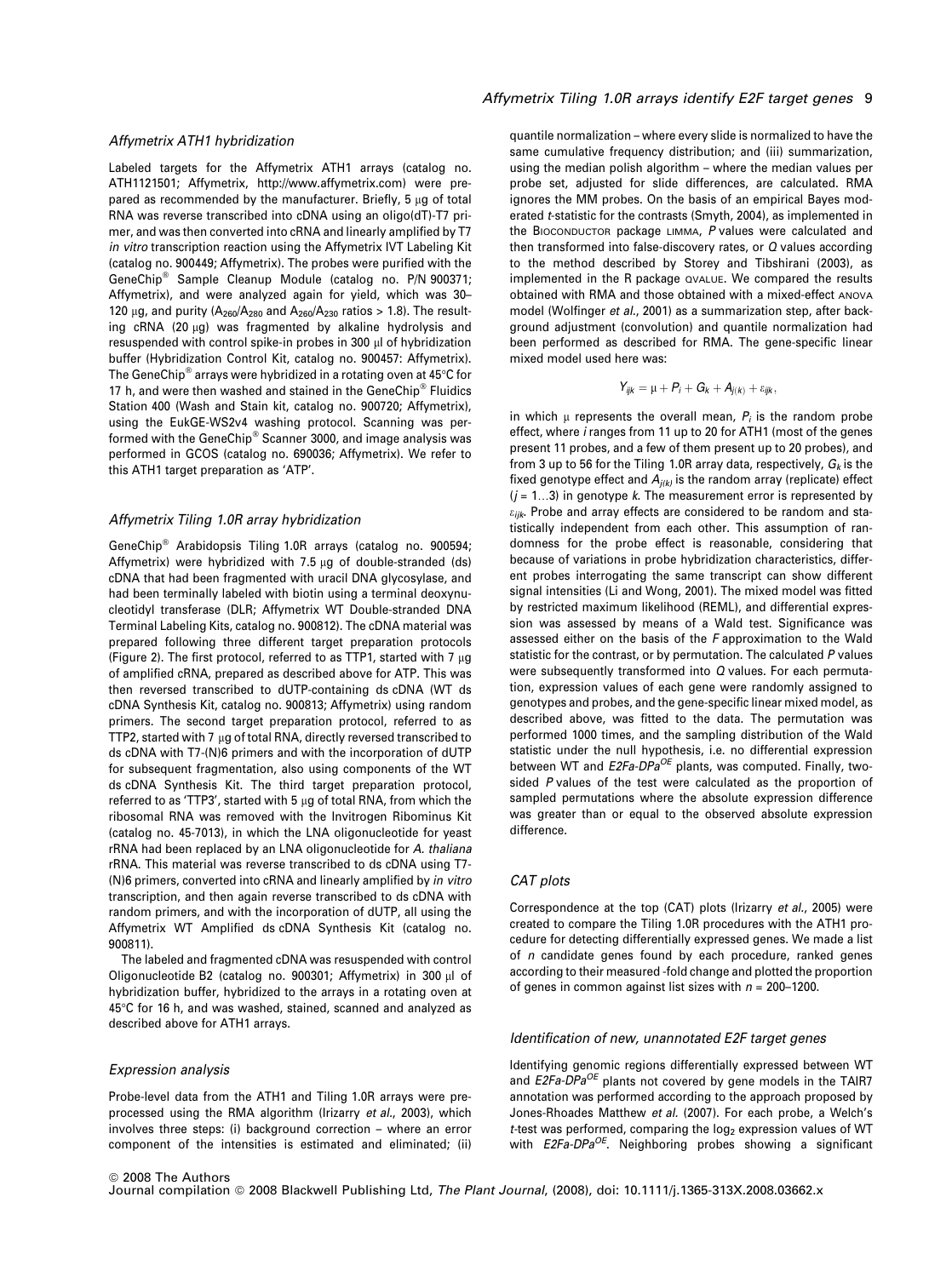### Affymetrix ATH1 hybridization

Labeled targets for the Affymetrix ATH1 arrays (catalog no. ATH1121501; Affymetrix, http://www.affymetrix.com) were prepared as recommended by the manufacturer. Briefly, 5 μg of total RNA was reverse transcribed into cDNA using an oligo(dT)-T7 primer, and was then converted into cRNA and linearly amplified by T7 *in vitro* transcription reaction using the Affymetrix IVT Labeling Kit (catalog no. 900449; Affymetrix). The probes were purified with the GeneChip® Sample Cleanup Module (catalog no. P/N 900371; Affymetrix), and were analyzed again for yield, which was 30–120 μg, and purity ($A_{260}/A_{280}$ and $A_{260}/A_{230}$ ratios > 1.8). The resulting cRNA (20 μg) was fragmented by alkaline hydrolysis and resuspended with control spike-in probes in 300 μl of hybridization buffer (Hybridization Control Kit, catalog no. 900457: Affymetrix). The GeneChip® arrays were hybridized in a rotating oven at 45°C for 17 h, and were then washed and stained in the GeneChip® Fluidics Station 400 (Wash and Stain kit, catalog no. 900720; Affymetrix), using the EukGE-WS2v4 washing protocol. Scanning was performed with the GeneChip® Scanner 3000, and image analysis was performed in GCOS (catalog no. 690036; Affymetrix). We refer to this ATH1 target preparation as 'ATP'.

### Affymetrix Tiling 1.0R array hybridization

GeneChip® Arabidopsis Tiling 1.0R arrays (catalog no. 900594; Affymetrix) were hybridized with 7.5 μg of double-stranded (ds) cDNA that had been fragmented with uracil DNA glycosylase, and had been terminally labeled with biotin using a terminal deoxynucleotidyl transferase (DLR; Affymetrix WT Double-stranded DNA Terminal Labeling Kits, catalog no. 900812). The cDNA material was prepared following three different target preparation protocols (Figure 2). The first protocol, referred to as TTP1, started with 7 μg of amplified cRNA, prepared as described above for ATP. This was then reversed transcribed to dUTP-containing ds cDNA (WT ds cDNA Synthesis Kit, catalog no. 900813; Affymetrix) using random primers. The second target preparation protocol, referred to as TTP2, started with 7 μg of total RNA, directly reversed transcribed to ds cDNA with T7-(N)6 primers and with the incorporation of dUTP for subsequent fragmentation, also using components of the WT ds cDNA Synthesis Kit. The third target preparation protocol, referred to as 'TTP3', started with 5 μg of total RNA, from which the ribosomal RNA was removed with the Invitrogen Ribominus Kit (catalog no. 45-7013), in which the LNA oligonucleotide for yeast rRNA had been replaced by an LNA oligonucleotide for *A. thaliana* rRNA. This material was reverse transcribed to ds cDNA using T7-(N)6 primers, converted into cRNA and linearly amplified by *in vitro* transcription, and then again reverse transcribed to ds cDNA with random primers, and with the incorporation of dUTP, all using the Affymetrix WT Amplified ds cDNA Synthesis Kit (catalog no. 900811).

The labeled and fragmented cDNA was resuspended with control Oligonucleotide B2 (catalog no. 900301; Affymetrix) in 300 μl of hybridization buffer, hybridized to the arrays in a rotating oven at 45°C for 16 h, and was washed, stained, scanned and analyzed as described above for ATH1 arrays.

### Expression analysis

Probe-level data from the ATH1 and Tiling 1.0R arrays were preprocessed using the RMA algorithm (Irizarry *et al.*, 2003), which involves three steps: (i) background correction – where an error component of the intensities is estimated and eliminated; (ii) quantile normalization – where every slide is normalized to have the same cumulative frequency distribution; and (iii) summarization, using the median polish algorithm – where the median values per probe set, adjusted for slide differences, are calculated. RMA ignores the MM probes. On the basis of an empirical Bayes moderated *t*-statistic for the contrasts (Smyth, 2004), as implemented in the Bioconductor package limma, *P* values were calculated and then transformed into false-discovery rates, or *Q* values according to the method described by Storey and Tibshirani (2003), as implemented in the R package qvalue. We compared the results obtained with RMA and those obtained with a mixed-effect anova model (Wolfinger *et al.*, 2001) as a summarization step, after background adjustment (convolution) and quantile normalization had been performed as described for RMA. The gene-specific linear mixed model used here was:

$$Y_{ijk} = \mu + P_i + G_k + A_{j(k)} + \varepsilon_{ijk},$$

in which μ represents the overall mean, $P_i$ is the random probe effect, where *i* ranges from 11 up to 20 for ATH1 (most of the genes present 11 probes, and a few of them present up to 20 probes), and from 3 up to 56 for the Tiling 1.0R array data, respectively, $G_k$ is the fixed genotype effect and $A_{j(k)}$ is the random array (replicate) effect ($j = 1\ldots3$) in genotype *k*. The measurement error is represented by $\varepsilon_{ijk}$. Probe and array effects are considered to be random and statistically independent from each other. This assumption of randomness for the probe effect is reasonable, considering that because of variations in probe hybridization characteristics, different probes interrogating the same transcript can show different signal intensities (Li and Wong, 2001). The mixed model was fitted by restricted maximum likelihood (REML), and differential expression was assessed by means of a Wald test. Significance was assessed either on the basis of the *F* approximation to the Wald statistic for the contrast, or by permutation. The calculated *P* values were subsequently transformed into *Q* values. For each permutation, expression values of each gene were randomly assigned to genotypes and probes, and the gene-specific linear mixed model, as described above, was fitted to the data. The permutation was performed 1000 times, and the sampling distribution of the Wald statistic under the null hypothesis, i.e. no differential expression between WT and *E2Fa-DPa*$^{OE}$ plants, was computed. Finally, two-sided *P* values of the test were calculated as the proportion of sampled permutations where the absolute expression difference was greater than or equal to the observed absolute expression difference.

### CAT plots

Correspondence at the top (CAT) plots (Irizarry *et al.*, 2005) were created to compare the Tiling 1.0R procedures with the ATH1 procedure for detecting differentially expressed genes. We made a list of *n* candidate genes found by each procedure, ranked genes according to their measured -fold change and plotted the proportion of genes in common against list sizes with *n* = 200–1200.

### Identification of new, unannotated E2F target genes

Identifying genomic regions differentially expressed between WT and *E2Fa-DPa*$^{OE}$ plants not covered by gene models in the TAIR7 annotation was performed according to the approach proposed by Jones-Rhoades Matthew *et al.* (2007). For each probe, a Welch's *t*-test was performed, comparing the $\log_2$ expression values of WT with *E2Fa-DPa*$^{OE}$. Neighboring probes showing a significant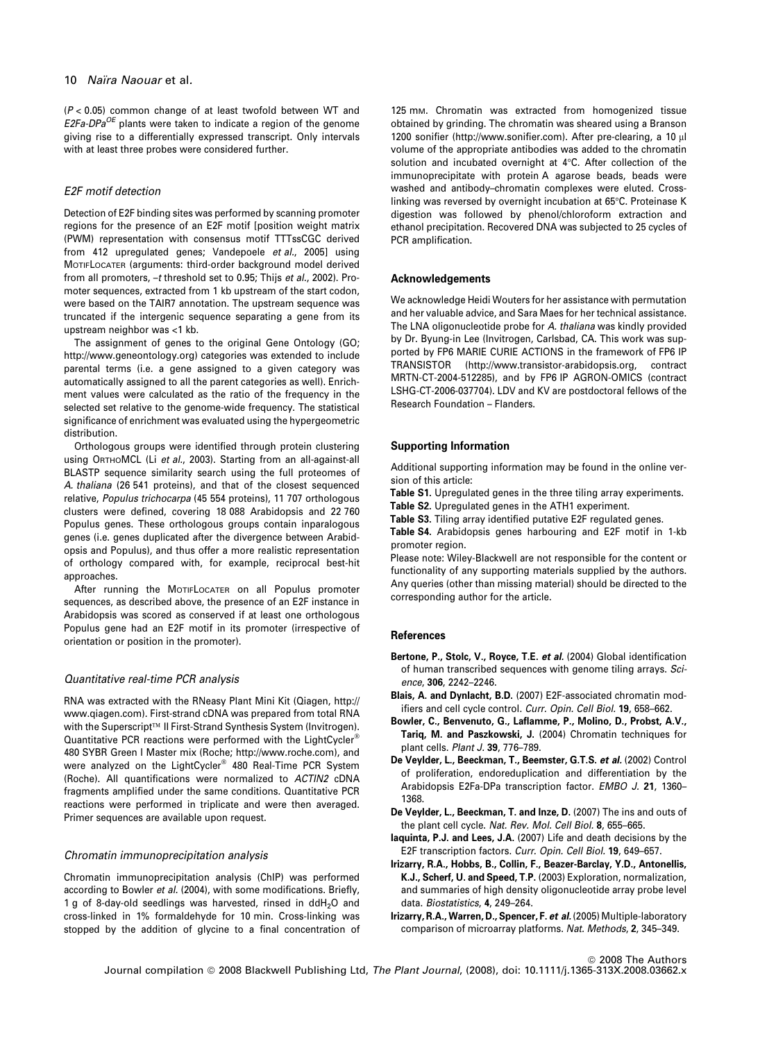($P < 0.05$) common change of at least twofold between WT and *E2Fa-DPa*$^{OE}$ plants were taken to indicate a region of the genome giving rise to a differentially expressed transcript. Only intervals with at least three probes were considered further.

### *E2F motif detection*

Detection of E2F binding sites was performed by scanning promoter regions for the presence of an E2F motif [position weight matrix (PWM) representation with consensus motif TTTssCGC derived from 412 upregulated genes; Vandepoele *et al.*, 2005] using MotifLocater (arguments: third-order background model derived from all promoters, –*t* threshold set to 0.95; Thijs *et al.*, 2002). Promoter sequences, extracted from 1 kb upstream of the start codon, were based on the TAIR7 annotation. The upstream sequence was truncated if the intergenic sequence separating a gene from its upstream neighbor was <1 kb.

The assignment of genes to the original Gene Ontology (GO; http://www.geneontology.org) categories was extended to include parental terms (i.e. a gene assigned to a given category was automatically assigned to all the parent categories as well). Enrichment values were calculated as the ratio of the frequency in the selected set relative to the genome-wide frequency. The statistical significance of enrichment was evaluated using the hypergeometric distribution.

Orthologous groups were identified through protein clustering using OrthoMCL (Li *et al.*, 2003). Starting from an all-against-all BLASTP sequence similarity search using the full proteomes of *A. thaliana* (26 541 proteins), and that of the closest sequenced relative, *Populus trichocarpa* (45 554 proteins), 11 707 orthologous clusters were defined, covering 18 088 Arabidopsis and 22 760 Populus genes. These orthologous groups contain inparalogous genes (i.e. genes duplicated after the divergence between Arabidopsis and Populus), and thus offer a more realistic representation of orthology compared with, for example, reciprocal best-hit approaches.

After running the MotifLocater on all Populus promoter sequences, as described above, the presence of an E2F instance in Arabidopsis was scored as conserved if at least one orthologous Populus gene had an E2F motif in its promoter (irrespective of orientation or position in the promoter).

### *Quantitative real-time PCR analysis*

RNA was extracted with the RNeasy Plant Mini Kit (Qiagen, http://www.qiagen.com). First-strand cDNA was prepared from total RNA with the Superscript™ II First-Strand Synthesis System (Invitrogen). Quantitative PCR reactions were performed with the LightCycler® 480 SYBR Green I Master mix (Roche; http://www.roche.com), and were analyzed on the LightCycler® 480 Real-Time PCR System (Roche). All quantifications were normalized to *ACTIN2* cDNA fragments amplified under the same conditions. Quantitative PCR reactions were performed in triplicate and were then averaged. Primer sequences are available upon request.

### *Chromatin immunoprecipitation analysis*

Chromatin immunoprecipitation analysis (ChIP) was performed according to Bowler *et al.* (2004), with some modifications. Briefly, 1 g of 8-day-old seedlings was harvested, rinsed in dd$H_2O$ and cross-linked in 1% formaldehyde for 10 min. Cross-linking was stopped by the addition of glycine to a final concentration of 125 mM. Chromatin was extracted from homogenized tissue obtained by grinding. The chromatin was sheared using a Branson 1200 sonifier (http://www.sonifier.com). After pre-clearing, a 10 μl volume of the appropriate antibodies was added to the chromatin solution and incubated overnight at 4°C. After collection of the immunoprecipitate with protein A agarose beads, beads were washed and antibody–chromatin complexes were eluted. Cross-linking was reversed by overnight incubation at 65°C. Proteinase K digestion was followed by phenol/chloroform extraction and ethanol precipitation. Recovered DNA was subjected to 25 cycles of PCR amplification.

## Acknowledgements

We acknowledge Heidi Wouters for her assistance with permutation and her valuable advice, and Sara Maes for her technical assistance. The LNA oligonucleotide probe for *A. thaliana* was kindly provided by Dr. Byung-in Lee (Invitrogen, Carlsbad, CA. This work was supported by FP6 MARIE CURIE ACTIONS in the framework of FP6 IP TRANSISTOR (http://www.transistor-arabidopsis.org, contract MRTN-CT-2004-512285), and by FP6 IP AGRON-OMICS (contract LSHG-CT-2006-037704). LDV and KV are postdoctoral fellows of the Research Foundation – Flanders.

## Supporting Information

Additional supporting information may be found in the online version of this article:

**Table S1.** Upregulated genes in the three tiling array experiments.
**Table S2.** Upregulated genes in the ATH1 experiment.
**Table S3.** Tiling array identified putative E2F regulated genes.
**Table S4.** Arabidopsis genes harbouring and E2F motif in 1-kb promoter region.

Please note: Wiley-Blackwell are not responsible for the content or functionality of any supporting materials supplied by the authors. Any queries (other than missing material) should be directed to the corresponding author for the article.

## References

**Bertone, P., Stolc, V., Royce, T.E. *et al.*** (2004) Global identification of human transcribed sequences with genome tiling arrays. *Science*, **306**, 2242–2246.

**Blais, A. and Dynlacht, B.D.** (2007) E2F-associated chromatin modifiers and cell cycle control. *Curr. Opin. Cell Biol.* **19**, 658–662.

**Bowler, C., Benvenuto, G., Laflamme, P., Molino, D., Probst, A.V., Tariq, M. and Paszkowski, J.** (2004) Chromatin techniques for plant cells. *Plant J.* **39**, 776–789.

**De Veylder, L., Beeckman, T., Beemster, G.T.S. *et al.*** (2002) Control of proliferation, endoreduplication and differentiation by the Arabidopsis E2Fa-DPa transcription factor. *EMBO J.* **21**, 1360–1368.

**De Veylder, L., Beeckman, T. and Inze, D.** (2007) The ins and outs of the plant cell cycle. *Nat. Rev. Mol. Cell Biol.* **8**, 655–665.

**Iaquinta, P.J. and Lees, J.A.** (2007) Life and death decisions by the E2F transcription factors. *Curr. Opin. Cell Biol.* **19**, 649–657.

**Irizarry, R.A., Hobbs, B., Collin, F., Beazer-Barclay, Y.D., Antonellis, K.J., Scherf, U. and Speed, T.P.** (2003) Exploration, normalization, and summaries of high density oligonucleotide array probe level data. *Biostatistics*, **4**, 249–264.

**Irizarry, R.A., Warren, D., Spencer, F. *et al.*** (2005) Multiple-laboratory comparison of microarray platforms. *Nat. Methods*, **2**, 345–349.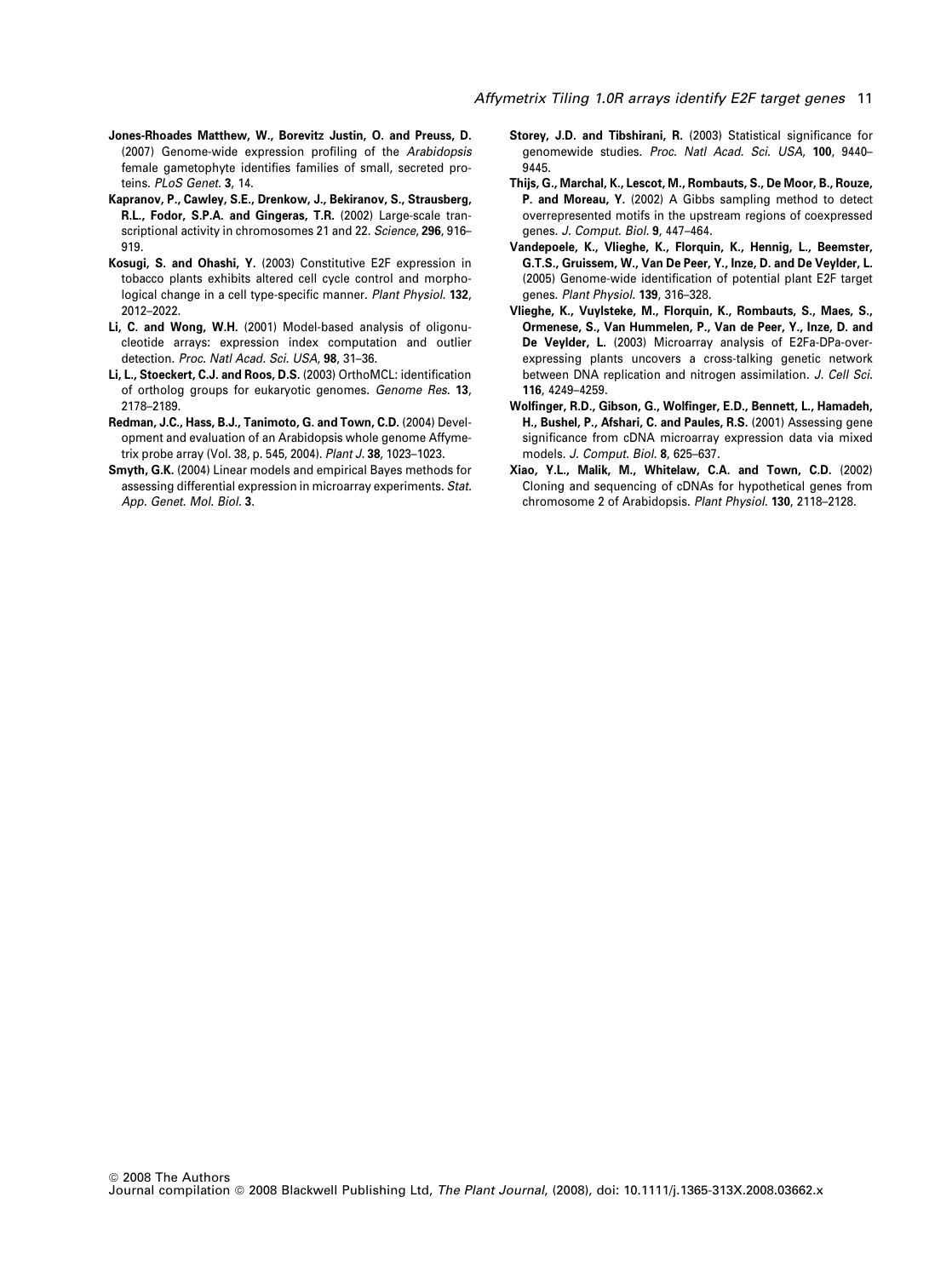**Jones-Rhoades Matthew, W., Borevitz Justin, O. and Preuss, D.** (2007) Genome-wide expression profiling of the *Arabidopsis* female gametophyte identifies families of small, secreted proteins. *PLoS Genet.* **3**, 14.

**Kapranov, P., Cawley, S.E., Drenkow, J., Bekiranov, S., Strausberg, R.L., Fodor, S.P.A. and Gingeras, T.R.** (2002) Large-scale transcriptional activity in chromosomes 21 and 22. *Science*, **296**, 916–919.

**Kosugi, S. and Ohashi, Y.** (2003) Constitutive E2F expression in tobacco plants exhibits altered cell cycle control and morphological change in a cell type-specific manner. *Plant Physiol.* **132**, 2012–2022.

**Li, C. and Wong, W.H.** (2001) Model-based analysis of oligonucleotide arrays: expression index computation and outlier detection. *Proc. Natl Acad. Sci. USA*, **98**, 31–36.

**Li, L., Stoeckert, C.J. and Roos, D.S.** (2003) OrthoMCL: identification of ortholog groups for eukaryotic genomes. *Genome Res.* **13**, 2178–2189.

**Redman, J.C., Hass, B.J., Tanimoto, G. and Town, C.D.** (2004) Development and evaluation of an Arabidopsis whole genome Affymetrix probe array (Vol. 38, p. 545, 2004). *Plant J.* **38**, 1023–1023.

**Smyth, G.K.** (2004) Linear models and empirical Bayes methods for assessing differential expression in microarray experiments. *Stat. App. Genet. Mol. Biol.* **3**.

**Storey, J.D. and Tibshirani, R.** (2003) Statistical significance for genomewide studies. *Proc. Natl Acad. Sci. USA*, **100**, 9440–9445.

**Thijs, G., Marchal, K., Lescot, M., Rombauts, S., De Moor, B., Rouze, P. and Moreau, Y.** (2002) A Gibbs sampling method to detect overrepresented motifs in the upstream regions of coexpressed genes. *J. Comput. Biol.* **9**, 447–464.

**Vandepoele, K., Vlieghe, K., Florquin, K., Hennig, L., Beemster, G.T.S., Gruissem, W., Van De Peer, Y., Inze, D. and De Veylder, L.** (2005) Genome-wide identification of potential plant E2F target genes. *Plant Physiol.* **139**, 316–328.

**Vlieghe, K., Vuylsteke, M., Florquin, K., Rombauts, S., Maes, S., Ormenese, S., Van Hummelen, P., Van de Peer, Y., Inze, D. and De Veylder, L.** (2003) Microarray analysis of E2Fa-DPa-overexpressing plants uncovers a cross-talking genetic network between DNA replication and nitrogen assimilation. *J. Cell Sci.* **116**, 4249–4259.

**Wolfinger, R.D., Gibson, G., Wolfinger, E.D., Bennett, L., Hamadeh, H., Bushel, P., Afshari, C. and Paules, R.S.** (2001) Assessing gene significance from cDNA microarray expression data via mixed models. *J. Comput. Biol.* **8**, 625–637.

**Xiao, Y.L., Malik, M., Whitelaw, C.A. and Town, C.D.** (2002) Cloning and sequencing of cDNAs for hypothetical genes from chromosome 2 of Arabidopsis. *Plant Physiol.* **130**, 2118–2128.